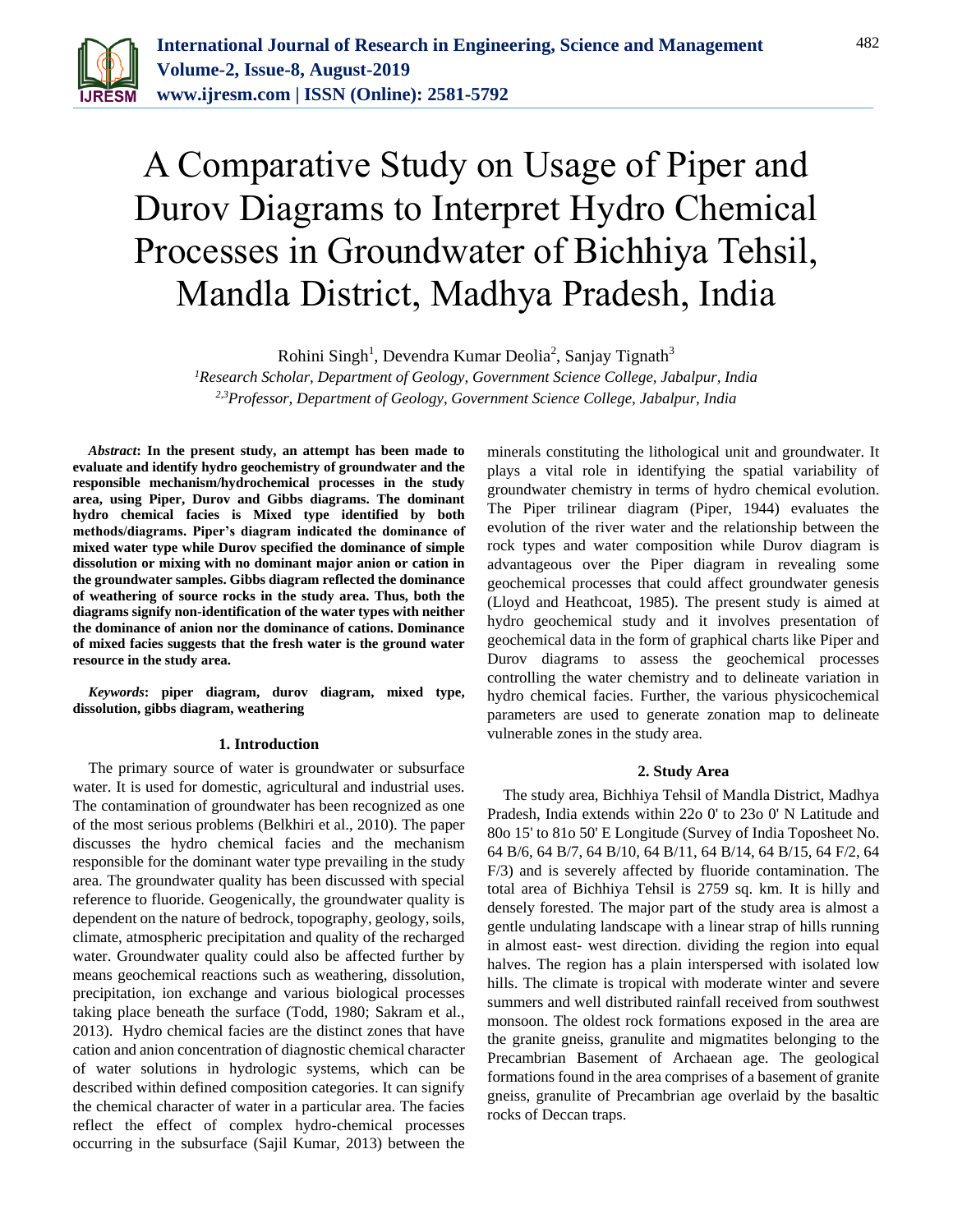# A Comparative Study on Usage of Piper and Durov Diagrams to Interpret Hydro Chemical Processes in Groundwater of Bichhiya Tehsil, Mandla District, Madhya Pradesh, India

Rohini Singh[1], Devendra Kumar Deolia[2], Sanjay Tignath[3]

[1]*Research Scholar, Department of Geology, Government Science College, Jabalpur, India*
[2,3]*Professor, Department of Geology, Government Science College, Jabalpur, India*

***Abstract*: In the present study, an attempt has been made to evaluate and identify hydro geochemistry of groundwater and the responsible mechanism/hydrochemical processes in the study area, using Piper, Durov and Gibbs diagrams. The dominant hydro chemical facies is Mixed type identified by both methods/diagrams. Piper's diagram indicated the dominance of mixed water type while Durov specified the dominance of simple dissolution or mixing with no dominant major anion or cation in the groundwater samples. Gibbs diagram reflected the dominance of weathering of source rocks in the study area. Thus, both the diagrams signify non-identification of the water types with neither the dominance of anion nor the dominance of cations. Dominance of mixed facies suggests that the fresh water is the ground water resource in the study area.**

***Keywords*: piper diagram, durov diagram, mixed type, dissolution, gibbs diagram, weathering**

## 1. Introduction

The primary source of water is groundwater or subsurface water. It is used for domestic, agricultural and industrial uses. The contamination of groundwater has been recognized as one of the most serious problems (Belkhiri et al., 2010). The paper discusses the hydro chemical facies and the mechanism responsible for the dominant water type prevailing in the study area. The groundwater quality has been discussed with special reference to fluoride. Geogenically, the groundwater quality is dependent on the nature of bedrock, topography, geology, soils, climate, atmospheric precipitation and quality of the recharged water. Groundwater quality could also be affected further by means geochemical reactions such as weathering, dissolution, precipitation, ion exchange and various biological processes taking place beneath the surface (Todd, 1980; Sakram et al., 2013). Hydro chemical facies are the distinct zones that have cation and anion concentration of diagnostic chemical character of water solutions in hydrologic systems, which can be described within defined composition categories. It can signify the chemical character of water in a particular area. The facies reflect the effect of complex hydro-chemical processes occurring in the subsurface (Sajil Kumar, 2013) between the minerals constituting the lithological unit and groundwater. It plays a vital role in identifying the spatial variability of groundwater chemistry in terms of hydro chemical evolution. The Piper trilinear diagram (Piper, 1944) evaluates the evolution of the river water and the relationship between the rock types and water composition while Durov diagram is advantageous over the Piper diagram in revealing some geochemical processes that could affect groundwater genesis (Lloyd and Heathcoat, 1985). The present study is aimed at hydro geochemical study and it involves presentation of geochemical data in the form of graphical charts like Piper and Durov diagrams to assess the geochemical processes controlling the water chemistry and to delineate variation in hydro chemical facies. Further, the various physicochemical parameters are used to generate zonation map to delineate vulnerable zones in the study area.

## 2. Study Area

The study area, Bichhiya Tehsil of Mandla District, Madhya Pradesh, India extends within 22o 0' to 23o 0' N Latitude and 80o 15' to 81o 50' E Longitude (Survey of India Toposheet No. 64 B/6, 64 B/7, 64 B/10, 64 B/11, 64 B/14, 64 B/15, 64 F/2, 64 F/3) and is severely affected by fluoride contamination. The total area of Bichhiya Tehsil is 2759 sq. km. It is hilly and densely forested. The major part of the study area is almost a gentle undulating landscape with a linear strap of hills running in almost east- west direction. dividing the region into equal halves. The region has a plain interspersed with isolated low hills. The climate is tropical with moderate winter and severe summers and well distributed rainfall received from southwest monsoon. The oldest rock formations exposed in the area are the granite gneiss, granulite and migmatites belonging to the Precambrian Basement of Archaean age. The geological formations found in the area comprises of a basement of granite gneiss, granulite of Precambrian age overlaid by the basaltic rocks of Deccan traps.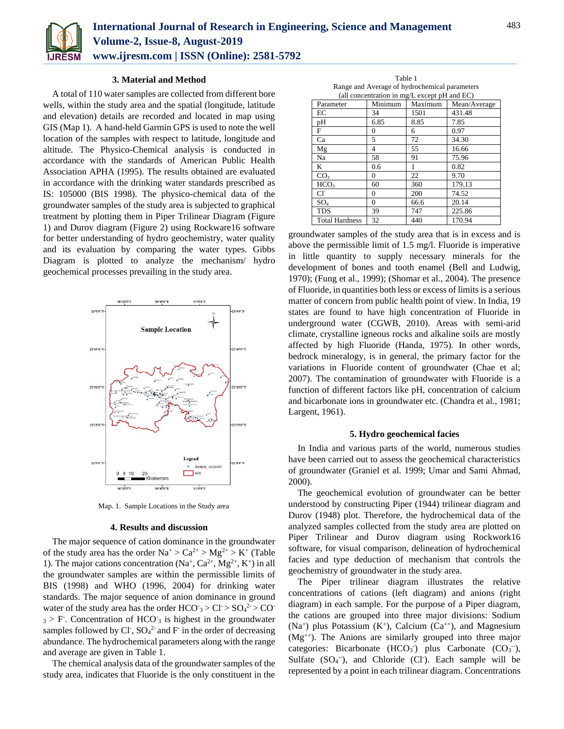### 3. Material and Method

A total of 110 water samples are collected from different bore wells, within the study area and the spatial (longitude, latitude and elevation) details are recorded and located in map using GIS (Map 1). A hand-held Garmin GPS is used to note the well location of the samples with respect to latitude, longitude and altitude. The Physico-Chemical analysis is conducted in accordance with the standards of American Public Health Association APHA (1995). The results obtained are evaluated in accordance with the drinking water standards prescribed as IS: 105000 (BIS 1998). The physico-chemical data of the groundwater samples of the study area is subjected to graphical treatment by plotting them in Piper Trilinear Diagram (Figure 1) and Durov diagram (Figure 2) using Rockware16 software for better understanding of hydro geochemistry, water quality and its evaluation by comparing the water types. Gibbs Diagram is plotted to analyze the mechanism/ hydro geochemical processes prevailing in the study area.

Map. 1. Sample Locations in the Study area

### 4. Results and discussion

The major sequence of cation dominance in the groundwater of the study area has the order $Na^+ > Ca^{2+} > Mg^{2+} > K^+$ (Table 1). The major cations concentration ($Na^+$, $Ca^{2+}$, $Mg^{2+}$, $K^+$) in all the groundwater samples are within the permissible limits of BIS (1998) and WHO (1996, 2004) for drinking water standards. The major sequence of anion dominance in ground water of the study area has the order $HCO^-_3 > Cl^- > SO_4^{2-} > CO^-_3 > F^-$. Concentration of $HCO^-_3$ is highest in the groundwater samples followed by $Cl^-$, $SO_4^{2-}$ and $F^-$ in the order of decreasing abundance. The hydrochemical parameters along with the range and average are given in Table 1.

The chemical analysis data of the groundwater samples of the study area, indicates that Fluoride is the only constituent in the

Table 1
Range and Average of hydrochemical parameters
(all concentration in mg/L except pH and EC)

| Parameter | Minimum | Maximum | Mean/Average |
|---|---|---|---|
| EC | 34 | 1501 | 431.48 |
| pH | 6.85 | 8.85 | 7.85 |
| F | 0 | 6 | 0.97 |
| Ca | 5 | 72 | 34.30 |
| Mg | 4 | 55 | 16.66 |
| Na | 58 | 91 | 75.96 |
| K | 0.6 | 1 | 0.82 |
| $CO_3$ | 0 | 22 | 9.70 |
| $HCO_3$ | 60 | 360 | 179.13 |
| $Cl^-$ | 0 | 200 | 74.52 |
| $SO_4$ | 0 | 66.6 | 20.14 |
| TDS | 39 | 747 | 225.86 |
| Total Hardness | 32 | 440 | 170.94 |

groundwater samples of the study area that is in excess and is above the permissible limit of 1.5 mg/l. Fluoride is imperative in little quantity to supply necessary minerals for the development of bones and tooth enamel (Bell and Ludwig, 1970); (Fung et al., 1999); (Shomar et al., 2004). The presence of Fluoride, in quantities both less or excess of limits is a serious matter of concern from public health point of view. In India, 19 states are found to have high concentration of Fluoride in underground water (CGWB, 2010). Areas with semi-arid climate, crystalline igneous rocks and alkaline soils are mostly affected by high Fluoride (Handa, 1975). In other words, bedrock mineralogy, is in general, the primary factor for the variations in Fluoride content of groundwater (Chae et al; 2007). The contamination of groundwater with Fluoride is a function of different factors like pH, concentration of calcium and bicarbonate ions in groundwater etc. (Chandra et al., 1981; Largent, 1961).

### 5. Hydro geochemical facies

In India and various parts of the world, numerous studies have been carried out to assess the geochemical characteristics of groundwater (Graniel et al. 1999; Umar and Sami Ahmad, 2000).

The geochemical evolution of groundwater can be better understood by constructing Piper (1944) trilinear diagram and Durov (1948) plot. Therefore, the hydrochemical data of the analyzed samples collected from the study area are plotted on Piper Trilinear and Durov diagram using Rockwork16 software, for visual comparison, delineation of hydrochemical facies and type deduction of mechanism that controls the geochemistry of groundwater in the study area.

The Piper trilinear diagram illustrates the relative concentrations of cations (left diagram) and anions (right diagram) in each sample. For the purpose of a Piper diagram, the cations are grouped into three major divisions: Sodium ($Na^+$) plus Potassium ($K^+$), Calcium ($Ca^{++}$), and Magnesium ($Mg^{++}$). The Anions are similarly grouped into three major categories: Bicarbonate ($HCO_3^-$) plus Carbonate ($CO_3^{--}$), Sulfate ($SO_4^{--}$), and Chloride ($Cl^-$). Each sample will be represented by a point in each trilinear diagram. Concentrations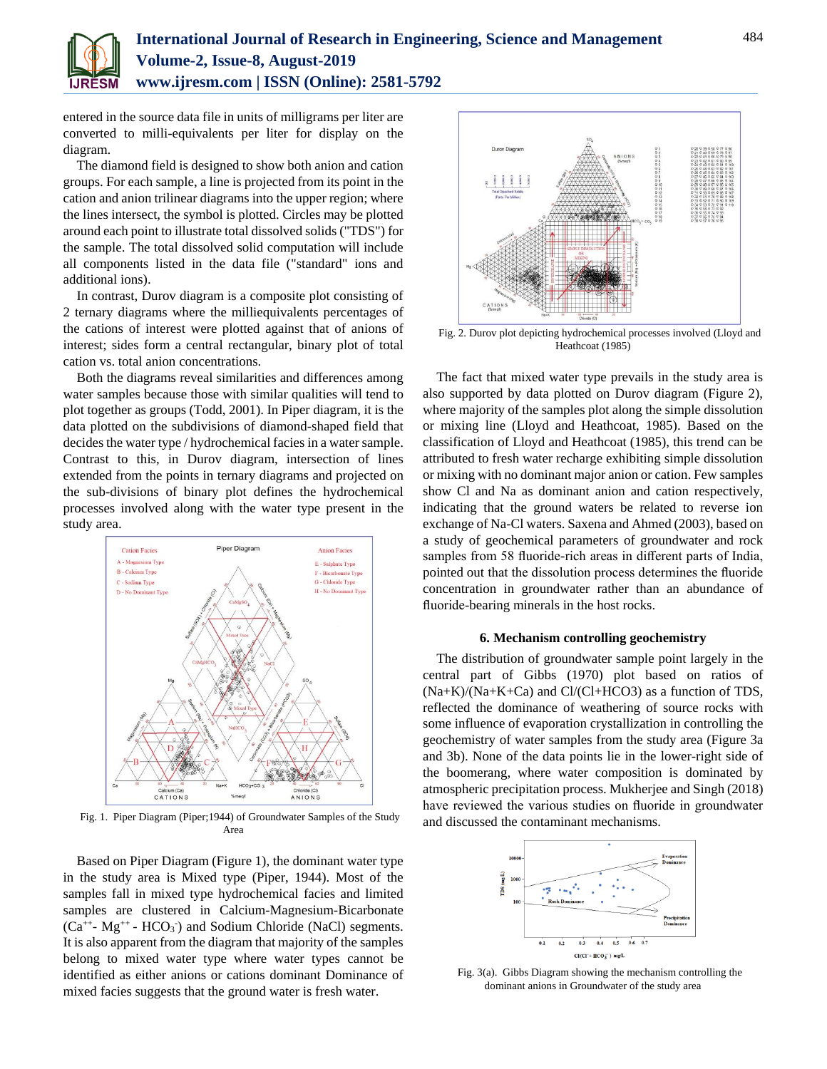entered in the source data file in units of milligrams per liter are converted to milli-equivalents per liter for display on the diagram.

The diamond field is designed to show both anion and cation groups. For each sample, a line is projected from its point in the cation and anion trilinear diagrams into the upper region; where the lines intersect, the symbol is plotted. Circles may be plotted around each point to illustrate total dissolved solids ("TDS") for the sample. The total dissolved solid computation will include all components listed in the data file ("standard" ions and additional ions).

In contrast, Durov diagram is a composite plot consisting of 2 ternary diagrams where the milliequivalents percentages of the cations of interest were plotted against that of anions of interest; sides form a central rectangular, binary plot of total cation vs. total anion concentrations.

Both the diagrams reveal similarities and differences among water samples because those with similar qualities will tend to plot together as groups (Todd, 2001). In Piper diagram, it is the data plotted on the subdivisions of diamond-shaped field that decides the water type / hydrochemical facies in a water sample. Contrast to this, in Durov diagram, intersection of lines extended from the points in ternary diagrams and projected on the sub-divisions of binary plot defines the hydrochemical processes involved along with the water type present in the study area.

Fig. 1. Piper Diagram (Piper;1944) of Groundwater Samples of the Study Area

Based on Piper Diagram (Figure 1), the dominant water type in the study area is Mixed type (Piper, 1944). Most of the samples fall in mixed type hydrochemical facies and limited samples are clustered in Calcium-Magnesium-Bicarbonate ($Ca^{++}$- $Mg^{++}$ - $HCO_3^-$) and Sodium Chloride (NaCl) segments. It is also apparent from the diagram that majority of the samples belong to mixed water type where water types cannot be identified as either anions or cations dominant Dominance of mixed facies suggests that the ground water is fresh water.

Fig. 2. Durov plot depicting hydrochemical processes involved (Lloyd and Heathcoat (1985)

The fact that mixed water type prevails in the study area is also supported by data plotted on Durov diagram (Figure 2), where majority of the samples plot along the simple dissolution or mixing line (Lloyd and Heathcoat, 1985). Based on the classification of Lloyd and Heathcoat (1985), this trend can be attributed to fresh water recharge exhibiting simple dissolution or mixing with no dominant major anion or cation. Few samples show Cl and Na as dominant anion and cation respectively, indicating that the ground waters be related to reverse ion exchange of Na-Cl waters. Saxena and Ahmed (2003), based on a study of geochemical parameters of groundwater and rock samples from 58 fluoride-rich areas in different parts of India, pointed out that the dissolution process determines the fluoride concentration in groundwater rather than an abundance of fluoride-bearing minerals in the host rocks.

## 6. Mechanism controlling geochemistry

The distribution of groundwater sample point largely in the central part of Gibbs (1970) plot based on ratios of (Na+K)/(Na+K+Ca) and Cl/(Cl+HCO3) as a function of TDS, reflected the dominance of weathering of source rocks with some influence of evaporation crystallization in controlling the geochemistry of water samples from the study area (Figure 3a and 3b). None of the data points lie in the lower-right side of the boomerang, where water composition is dominated by atmospheric precipitation process. Mukherjee and Singh (2018) have reviewed the various studies on fluoride in groundwater and discussed the contaminant mechanisms.

Fig. 3(a). Gibbs Diagram showing the mechanism controlling the dominant anions in Groundwater of the study area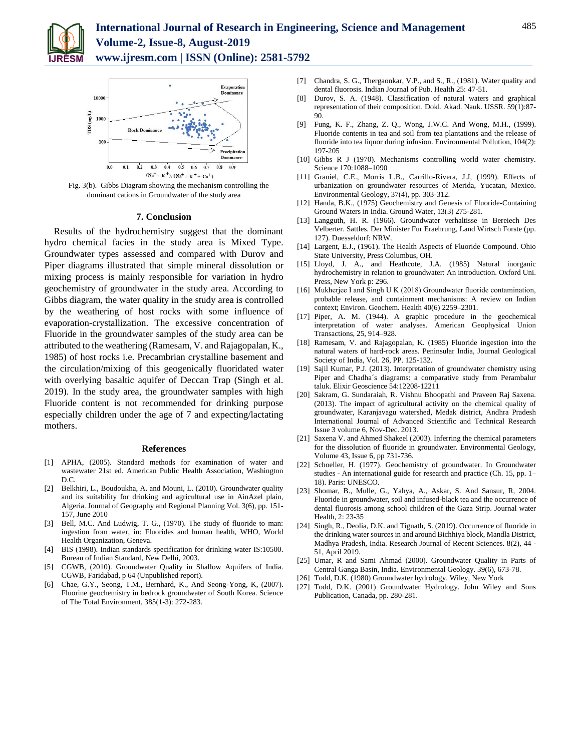Evaporation Dominance

10000

1000

100

TDS (mg/L)

Rock Dominance

Precipitation Dominance

0.0 0.1 0.2 0.3 0.4 0.5 0.6 0.7 0.8 0.9

$(Na^{+} + K^{+}) / (Na^{+} + K^{+} + Ca^{+})$

Fig. 3(b). Gibbs Diagram showing the mechanism controlling the dominant cations in Groundwater of the study area

## 7. Conclusion

Results of the hydrochemistry suggest that the dominant hydro chemical facies in the study area is Mixed Type. Groundwater types assessed and compared with Durov and Piper diagrams illustrated that simple mineral dissolution or mixing process is mainly responsible for variation in hydro geochemistry of groundwater in the study area. According to Gibbs diagram, the water quality in the study area is controlled by the weathering of host rocks with some influence of evaporation-crystallization. The excessive concentration of Fluoride in the groundwater samples of the study area can be attributed to the weathering (Ramesam, V. and Rajagopalan, K., 1985) of host rocks i.e. Precambrian crystalline basement and the circulation/mixing of this geogenically fluoridated water with overlying basaltic aquifer of Deccan Trap (Singh et al. 2019). In the study area, the groundwater samples with high Fluoride content is not recommended for drinking purpose especially children under the age of 7 and expecting/lactating mothers.

## References

[1] APHA, (2005). Standard methods for examination of water and wastewater 21st ed. American Public Health Association, Washington D.C.

[2] Belkhiri, L., Boudoukha, A. and Mouni, L. (2010). Groundwater quality and its suitability for drinking and agricultural use in AinAzel plain, Algeria. Journal of Geography and Regional Planning Vol. 3(6), pp. 151-157, June 2010

[3] Bell, M.C. And Ludwig, T. G., (1970). The study of fluoride to man: ingestion from water, in: Fluorides and human health, WHO, World Health Organization, Geneva.

[4] BIS (1998). Indian standards specification for drinking water IS:10500. Bureau of Indian Standard, New Delhi, 2003.

[5] CGWB, (2010). Groundwater Quality in Shallow Aquifers of India. CGWB, Faridabad, p 64 (Unpublished report).

[6] Chae, G.Y., Seong, T.M., Bernhard, K., And Seong-Yong, K, (2007). Fluorine geochemistry in bedrock groundwater of South Korea. Science of The Total Environment, 385(1-3): 272-283.

[7] Chandra, S. G., Thergaonkar, V.P., and S., R., (1981). Water quality and dental fluorosis. Indian Journal of Pub. Health 25: 47-51.

[8] Durov, S. A. (1948). Classification of natural waters and graphical representation of their composition. Dokl. Akad. Nauk. USSR. 59(1):87-90.

[9] Fung, K. F., Zhang, Z. Q., Wong, J.W.C. And Wong, M.H., (1999). Fluoride contents in tea and soil from tea plantations and the release of fluoride into tea liquor during infusion. Environmental Pollution, 104(2): 197-205

[10] Gibbs R J (1970). Mechanisms controlling world water chemistry. Science 170:1088–1090

[11] Graniel, C.E., Morris L.B., Carrillo-Rivera, J.J, (1999). Effects of urbanization on groundwater resources of Merida, Yucatan, Mexico. Environmental Geology, 37(4), pp. 303-312.

[12] Handa, B.K., (1975) Geochemistry and Genesis of Fluoride-Containing Ground Waters in India. Ground Water, 13(3) 275-281.

[13] Langguth, H. R. (1966). Groundwater verhaltisse in Bereiech Des Velberter. Sattles. Der Minister Fur Eraehrung, Land Wirtsch Forste (pp. 127). Duesseldorf: NRW.

[14] Largent, E.J., (1961). The Health Aspects of Fluoride Compound. Ohio State University, Press Columbus, OH.

[15] Lloyd, J. A., and Heathcote, J.A. (1985) Natural inorganic hydrochemistry in relation to groundwater: An introduction. Oxford Uni. Press, New York p: 296.

[16] Mukherjee I and Singh U K (2018) Groundwater fluoride contamination, probable release, and containment mechanisms: A review on Indian context; Environ. Geochem. Health 40(6) 2259–2301.

[17] Piper, A. M. (1944). A graphic procedure in the geochemical interpretation of water analyses. American Geophysical Union Transactions, 25, 914–928.

[18] Ramesam, V. and Rajagopalan, K. (1985) Fluoride ingestion into the natural waters of hard-rock areas. Peninsular India, Journal Geological Society of India, Vol. 26, PP. 125-132.

[19] Sajil Kumar, P.J. (2013). Interpretation of groundwater chemistry using Piper and Chadha´s diagrams: a comparative study from Perambalur taluk. Elixir Geoscience 54:12208-12211

[20] Sakram, G. Sundaraiah, R. Vishnu Bhoopathi and Praveen Raj Saxena. (2013). The impact of agricultural activity on the chemical quality of groundwater, Karanjavagu watershed, Medak district, Andhra Pradesh International Journal of Advanced Scientific and Technical Research Issue 3 volume 6, Nov-Dec. 2013.

[21] Saxena V. and Ahmed Shakeel (2003). Inferring the chemical parameters for the dissolution of fluoride in groundwater. Environmental Geology, Volume 43, Issue 6, pp 731-736.

[22] Schoeller, H. (1977). Geochemistry of groundwater. In Groundwater studies - An international guide for research and practice (Ch. 15, pp. 1–18). Paris: UNESCO.

[23] Shomar, B., Mulle, G., Yahya, A., Askar, S. And Sansur, R, 2004. Fluoride in groundwater, soil and infused-black tea and the occurrence of dental fluorosis among school children of the Gaza Strip. Journal water Health, 2: 23-35

[24] Singh, R., Deolia, D.K. and Tignath, S. (2019). Occurrence of fluoride in the drinking water sources in and around Bichhiya block, Mandla District, Madhya Pradesh, India. Research Journal of Recent Sciences. 8(2), 44 - 51, April 2019.

[25] Umar, R and Sami Ahmad (2000). Groundwater Quality in Parts of Central Ganga Basin, India. Environmental Geology. 39(6), 673-78.

[26] Todd, D.K. (1980) Groundwater hydrology. Wiley, New York

[27] Todd, D.K. (2001) Groundwater Hydrology. John Wiley and Sons Publication, Canada, pp. 280-281.